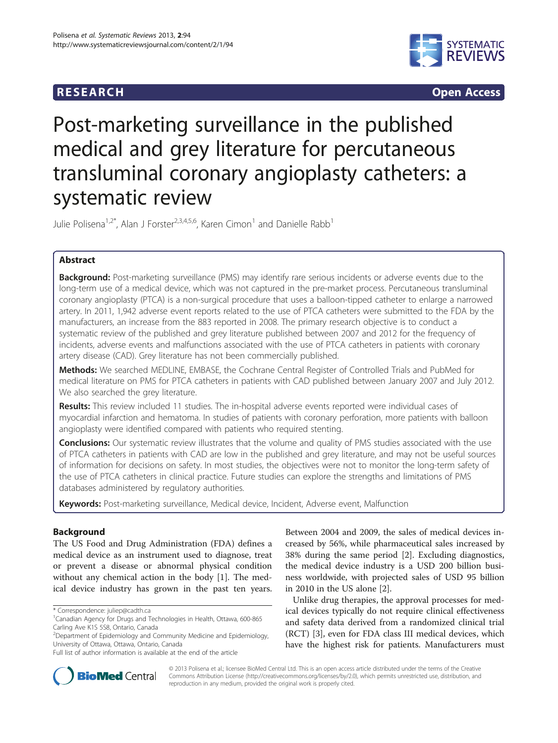**RESEARCH** **Open Access**

# Post-marketing surveillance in the published medical and grey literature for percutaneous transluminal coronary angioplasty catheters: a systematic review

Julie Polisena[1,2*], Alan J Forster[2,3,4,5,6], Karen Cimon[1] and Danielle Rabb[1]

## Abstract

**Background:** Post-marketing surveillance (PMS) may identify rare serious incidents or adverse events due to the long-term use of a medical device, which was not captured in the pre-market process. Percutaneous transluminal coronary angioplasty (PTCA) is a non-surgical procedure that uses a balloon-tipped catheter to enlarge a narrowed artery. In 2011, 1,942 adverse event reports related to the use of PTCA catheters were submitted to the FDA by the manufacturers, an increase from the 883 reported in 2008. The primary research objective is to conduct a systematic review of the published and grey literature published between 2007 and 2012 for the frequency of incidents, adverse events and malfunctions associated with the use of PTCA catheters in patients with coronary artery disease (CAD). Grey literature has not been commercially published.

**Methods:** We searched MEDLINE, EMBASE, the Cochrane Central Register of Controlled Trials and PubMed for medical literature on PMS for PTCA catheters in patients with CAD published between January 2007 and July 2012. We also searched the grey literature.

**Results:** This review included 11 studies. The in-hospital adverse events reported were individual cases of myocardial infarction and hematoma. In studies of patients with coronary perforation, more patients with balloon angioplasty were identified compared with patients who required stenting.

**Conclusions:** Our systematic review illustrates that the volume and quality of PMS studies associated with the use of PTCA catheters in patients with CAD are low in the published and grey literature, and may not be useful sources of information for decisions on safety. In most studies, the objectives were not to monitor the long-term safety of the use of PTCA catheters in clinical practice. Future studies can explore the strengths and limitations of PMS databases administered by regulatory authorities.

**Keywords:** Post-marketing surveillance, Medical device, Incident, Adverse event, Malfunction

## Background

The US Food and Drug Administration (FDA) defines a medical device as an instrument used to diagnose, treat or prevent a disease or abnormal physical condition without any chemical action in the body [1]. The medical device industry has grown in the past ten years. Between 2004 and 2009, the sales of medical devices increased by 56%, while pharmaceutical sales increased by 38% during the same period [2]. Excluding diagnostics, the medical device industry is a USD 200 billion business worldwide, with projected sales of USD 95 billion in 2010 in the US alone [2].

Unlike drug therapies, the approval processes for medical devices typically do not require clinical effectiveness and safety data derived from a randomized clinical trial (RCT) [3], even for FDA class III medical devices, which have the highest risk for patients. Manufacturers must

\* Correspondence: juliep@cadth.ca
[1]Canadian Agency for Drugs and Technologies in Health, Ottawa, 600-865 Carling Ave K1S 5S8, Ontario, Canada
[2]Department of Epidemiology and Community Medicine and Epidemiology, University of Ottawa, Ottawa, Ontario, Canada
Full list of author information is available at the end of the article

© 2013 Polisena et al.; licensee BioMed Central Ltd. This is an open access article distributed under the terms of the Creative Commons Attribution License (http://creativecommons.org/licenses/by/2.0), which permits unrestricted use, distribution, and reproduction in any medium, provided the original work is properly cited.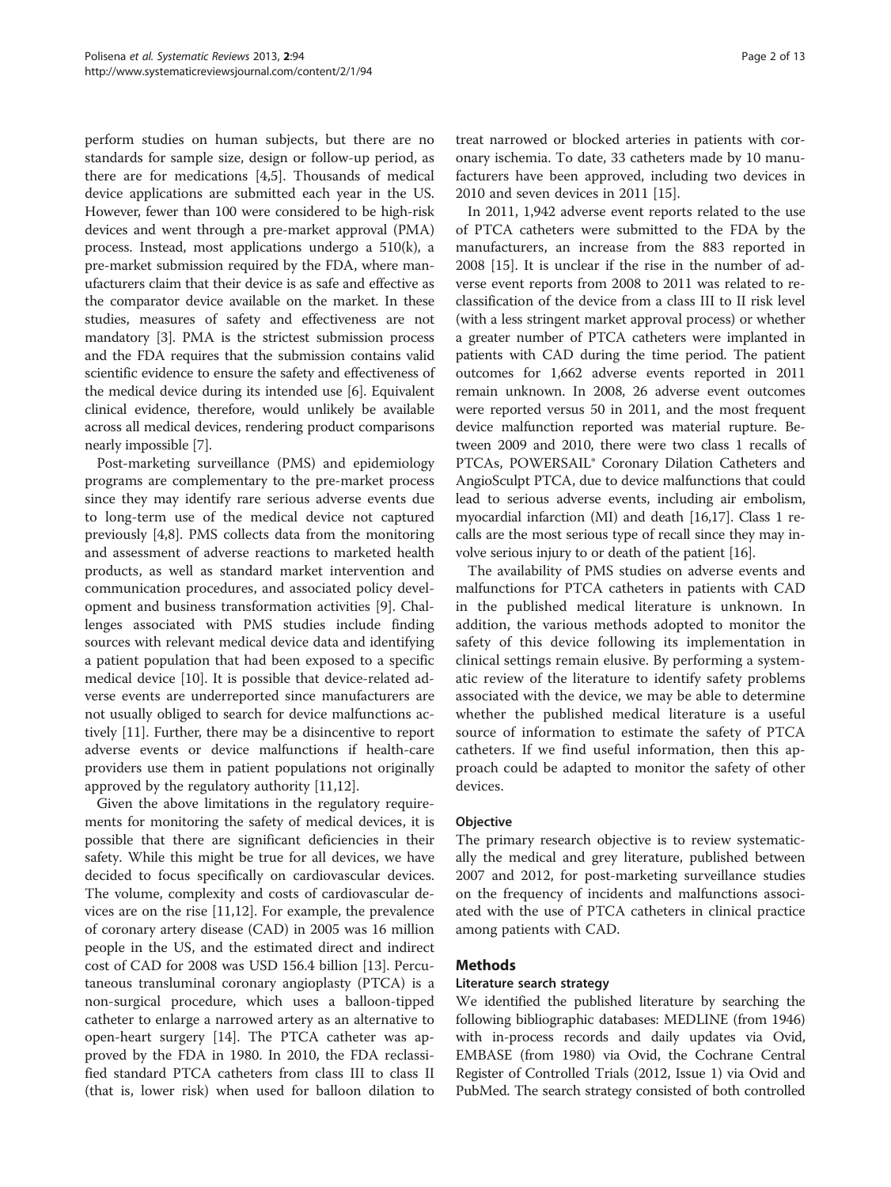perform studies on human subjects, but there are no standards for sample size, design or follow-up period, as there are for medications [4,5]. Thousands of medical device applications are submitted each year in the US. However, fewer than 100 were considered to be high-risk devices and went through a pre-market approval (PMA) process. Instead, most applications undergo a 510(k), a pre-market submission required by the FDA, where manufacturers claim that their device is as safe and effective as the comparator device available on the market. In these studies, measures of safety and effectiveness are not mandatory [3]. PMA is the strictest submission process and the FDA requires that the submission contains valid scientific evidence to ensure the safety and effectiveness of the medical device during its intended use [6]. Equivalent clinical evidence, therefore, would unlikely be available across all medical devices, rendering product comparisons nearly impossible [7].

Post-marketing surveillance (PMS) and epidemiology programs are complementary to the pre-market process since they may identify rare serious adverse events due to long-term use of the medical device not captured previously [4,8]. PMS collects data from the monitoring and assessment of adverse reactions to marketed health products, as well as standard market intervention and communication procedures, and associated policy development and business transformation activities [9]. Challenges associated with PMS studies include finding sources with relevant medical device data and identifying a patient population that had been exposed to a specific medical device [10]. It is possible that device-related adverse events are underreported since manufacturers are not usually obliged to search for device malfunctions actively [11]. Further, there may be a disincentive to report adverse events or device malfunctions if health-care providers use them in patient populations not originally approved by the regulatory authority [11,12].

Given the above limitations in the regulatory requirements for monitoring the safety of medical devices, it is possible that there are significant deficiencies in their safety. While this might be true for all devices, we have decided to focus specifically on cardiovascular devices. The volume, complexity and costs of cardiovascular devices are on the rise [11,12]. For example, the prevalence of coronary artery disease (CAD) in 2005 was 16 million people in the US, and the estimated direct and indirect cost of CAD for 2008 was USD 156.4 billion [13]. Percutaneous transluminal coronary angioplasty (PTCA) is a non-surgical procedure, which uses a balloon-tipped catheter to enlarge a narrowed artery as an alternative to open-heart surgery [14]. The PTCA catheter was approved by the FDA in 1980. In 2010, the FDA reclassified standard PTCA catheters from class III to class II (that is, lower risk) when used for balloon dilation to treat narrowed or blocked arteries in patients with coronary ischemia. To date, 33 catheters made by 10 manufacturers have been approved, including two devices in 2010 and seven devices in 2011 [15].

In 2011, 1,942 adverse event reports related to the use of PTCA catheters were submitted to the FDA by the manufacturers, an increase from the 883 reported in 2008 [15]. It is unclear if the rise in the number of adverse event reports from 2008 to 2011 was related to reclassification of the device from a class III to II risk level (with a less stringent market approval process) or whether a greater number of PTCA catheters were implanted in patients with CAD during the time period. The patient outcomes for 1,662 adverse events reported in 2011 remain unknown. In 2008, 26 adverse event outcomes were reported versus 50 in 2011, and the most frequent device malfunction reported was material rupture. Between 2009 and 2010, there were two class 1 recalls of PTCAs, POWERSAIL® Coronary Dilation Catheters and AngioSculpt PTCA, due to device malfunctions that could lead to serious adverse events, including air embolism, myocardial infarction (MI) and death [16,17]. Class 1 recalls are the most serious type of recall since they may involve serious injury to or death of the patient [16].

The availability of PMS studies on adverse events and malfunctions for PTCA catheters in patients with CAD in the published medical literature is unknown. In addition, the various methods adopted to monitor the safety of this device following its implementation in clinical settings remain elusive. By performing a systematic review of the literature to identify safety problems associated with the device, we may be able to determine whether the published medical literature is a useful source of information to estimate the safety of PTCA catheters. If we find useful information, then this approach could be adapted to monitor the safety of other devices.

### Objective

The primary research objective is to review systematically the medical and grey literature, published between 2007 and 2012, for post-marketing surveillance studies on the frequency of incidents and malfunctions associated with the use of PTCA catheters in clinical practice among patients with CAD.

## Methods

### Literature search strategy

We identified the published literature by searching the following bibliographic databases: MEDLINE (from 1946) with in-process records and daily updates via Ovid, EMBASE (from 1980) via Ovid, the Cochrane Central Register of Controlled Trials (2012, Issue 1) via Ovid and PubMed. The search strategy consisted of both controlled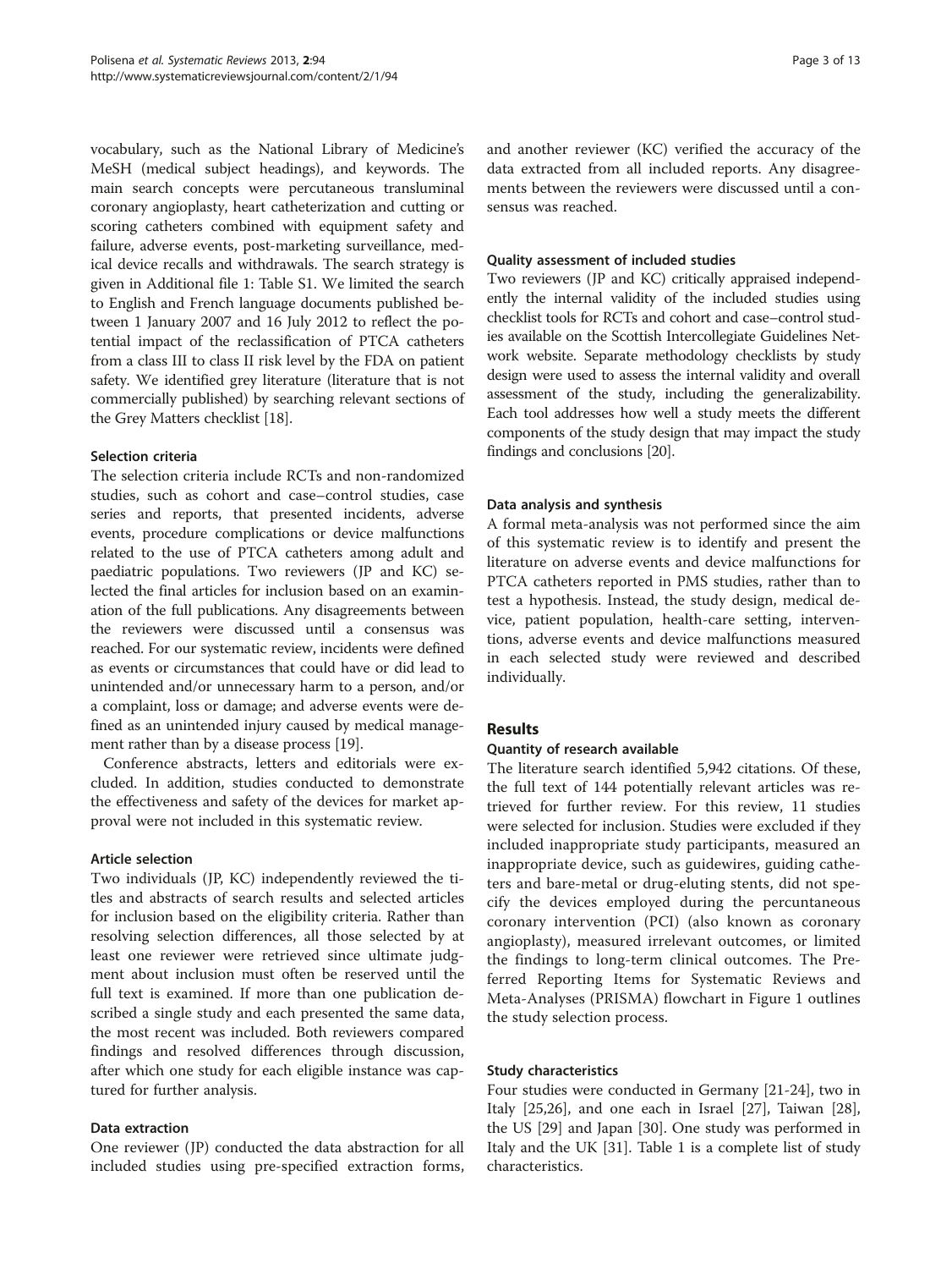vocabulary, such as the National Library of Medicine's MeSH (medical subject headings), and keywords. The main search concepts were percutaneous transluminal coronary angioplasty, heart catheterization and cutting or scoring catheters combined with equipment safety and failure, adverse events, post-marketing surveillance, medical device recalls and withdrawals. The search strategy is given in Additional file 1: Table S1. We limited the search to English and French language documents published between 1 January 2007 and 16 July 2012 to reflect the potential impact of the reclassification of PTCA catheters from a class III to class II risk level by the FDA on patient safety. We identified grey literature (literature that is not commercially published) by searching relevant sections of the Grey Matters checklist [18].

### Selection criteria

The selection criteria include RCTs and non-randomized studies, such as cohort and case–control studies, case series and reports, that presented incidents, adverse events, procedure complications or device malfunctions related to the use of PTCA catheters among adult and paediatric populations. Two reviewers (JP and KC) selected the final articles for inclusion based on an examination of the full publications. Any disagreements between the reviewers were discussed until a consensus was reached. For our systematic review, incidents were defined as events or circumstances that could have or did lead to unintended and/or unnecessary harm to a person, and/or a complaint, loss or damage; and adverse events were defined as an unintended injury caused by medical management rather than by a disease process [19].

Conference abstracts, letters and editorials were excluded. In addition, studies conducted to demonstrate the effectiveness and safety of the devices for market approval were not included in this systematic review.

### Article selection

Two individuals (JP, KC) independently reviewed the titles and abstracts of search results and selected articles for inclusion based on the eligibility criteria. Rather than resolving selection differences, all those selected by at least one reviewer were retrieved since ultimate judgment about inclusion must often be reserved until the full text is examined. If more than one publication described a single study and each presented the same data, the most recent was included. Both reviewers compared findings and resolved differences through discussion, after which one study for each eligible instance was captured for further analysis.

### Data extraction

One reviewer (JP) conducted the data abstraction for all included studies using pre-specified extraction forms, and another reviewer (KC) verified the accuracy of the data extracted from all included reports. Any disagreements between the reviewers were discussed until a consensus was reached.

### Quality assessment of included studies

Two reviewers (JP and KC) critically appraised independently the internal validity of the included studies using checklist tools for RCTs and cohort and case–control studies available on the Scottish Intercollegiate Guidelines Network website. Separate methodology checklists by study design were used to assess the internal validity and overall assessment of the study, including the generalizability. Each tool addresses how well a study meets the different components of the study design that may impact the study findings and conclusions [20].

### Data analysis and synthesis

A formal meta-analysis was not performed since the aim of this systematic review is to identify and present the literature on adverse events and device malfunctions for PTCA catheters reported in PMS studies, rather than to test a hypothesis. Instead, the study design, medical device, patient population, health-care setting, interventions, adverse events and device malfunctions measured in each selected study were reviewed and described individually.

## Results

### Quantity of research available

The literature search identified 5,942 citations. Of these, the full text of 144 potentially relevant articles was retrieved for further review. For this review, 11 studies were selected for inclusion. Studies were excluded if they included inappropriate study participants, measured an inappropriate device, such as guidewires, guiding catheters and bare-metal or drug-eluting stents, did not specify the devices employed during the percuntaneous coronary intervention (PCI) (also known as coronary angioplasty), measured irrelevant outcomes, or limited the findings to long-term clinical outcomes. The Preferred Reporting Items for Systematic Reviews and Meta-Analyses (PRISMA) flowchart in Figure 1 outlines the study selection process.

### Study characteristics

Four studies were conducted in Germany [21-24], two in Italy [25,26], and one each in Israel [27], Taiwan [28], the US [29] and Japan [30]. One study was performed in Italy and the UK [31]. Table 1 is a complete list of study characteristics.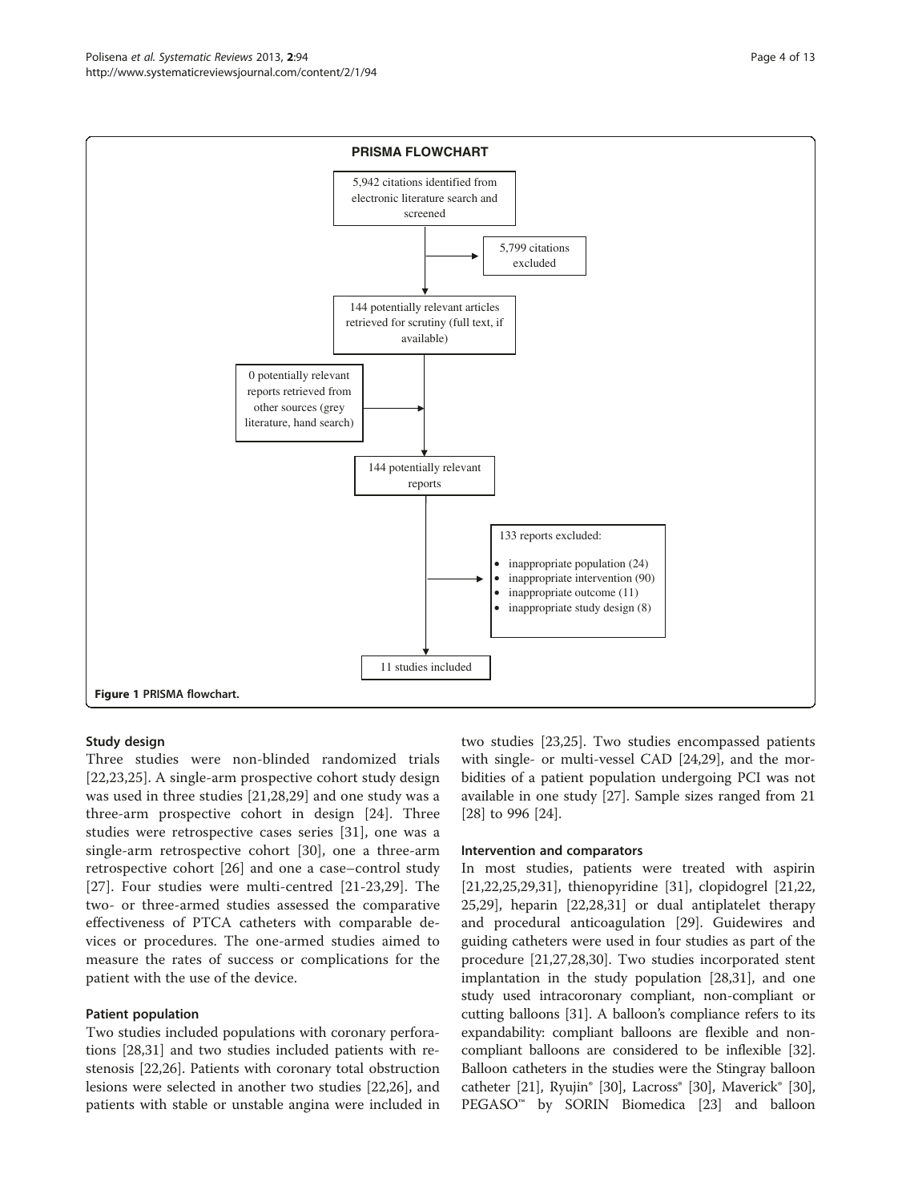**PRISMA FLOWCHART**

5,942 citations identified from electronic literature search and screened

5,799 citations excluded

144 potentially relevant articles retrieved for scrutiny (full text, if available)

0 potentially relevant reports retrieved from other sources (grey literature, hand search)

144 potentially relevant reports

133 reports excluded:

- inappropriate population (24)
- inappropriate intervention (90)
- inappropriate outcome (11)
- inappropriate study design (8)

11 studies included

**Figure 1 PRISMA flowchart.**

### Study design

Three studies were non-blinded randomized trials [22,23,25]. A single-arm prospective cohort study design was used in three studies [21,28,29] and one study was a three-arm prospective cohort in design [24]. Three studies were retrospective cases series [31], one was a single-arm retrospective cohort [30], one a three-arm retrospective cohort [26] and one a case–control study [27]. Four studies were multi-centred [21-23,29]. The two- or three-armed studies assessed the comparative effectiveness of PTCA catheters with comparable devices or procedures. The one-armed studies aimed to measure the rates of success or complications for the patient with the use of the device.

### Patient population

Two studies included populations with coronary perforations [28,31] and two studies included patients with restenosis [22,26]. Patients with coronary total obstruction lesions were selected in another two studies [22,26], and patients with stable or unstable angina were included in two studies [23,25]. Two studies encompassed patients with single- or multi-vessel CAD [24,29], and the morbidities of a patient population undergoing PCI was not available in one study [27]. Sample sizes ranged from 21 [28] to 996 [24].

### Intervention and comparators

In most studies, patients were treated with aspirin [21,22,25,29,31], thienopyridine [31], clopidogrel [21,22,25,29], heparin [22,28,31] or dual antiplatelet therapy and procedural anticoagulation [29]. Guidewires and guiding catheters were used in four studies as part of the procedure [21,27,28,30]. Two studies incorporated stent implantation in the study population [28,31], and one study used intracoronary compliant, non-compliant or cutting balloons [31]. A balloon's compliance refers to its expandability: compliant balloons are flexible and non-compliant balloons are considered to be inflexible [32]. Balloon catheters in the studies were the Stingray balloon catheter [21], Ryujin® [30], Lacross® [30], Maverick® [30], PEGASO™ by SORIN Biomedica [23] and balloon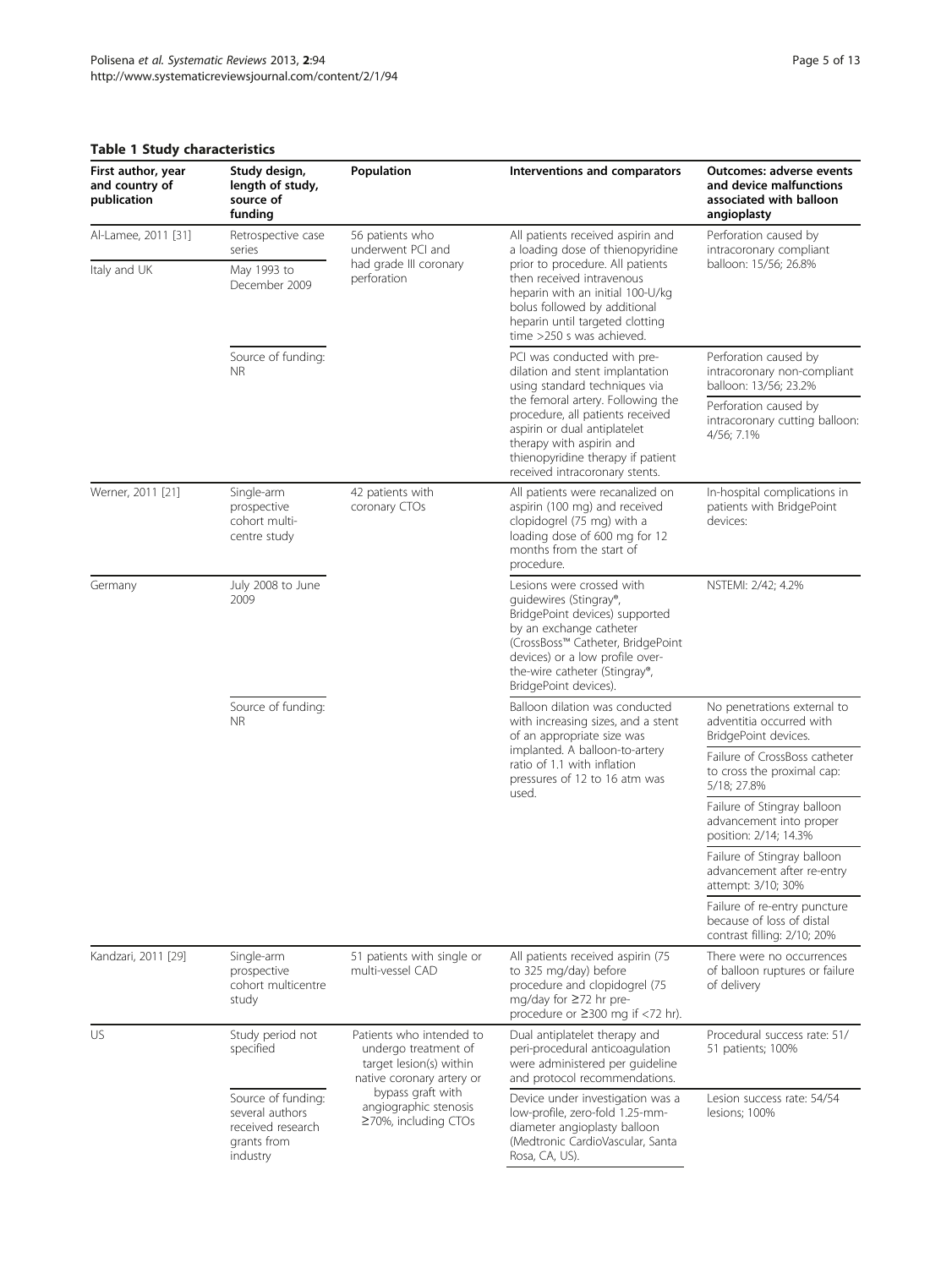**Table 1 Study characteristics**

| First author, year and country of publication | Study design, length of study, source of funding | Population | Interventions and comparators | Outcomes: adverse events and device malfunctions associated with balloon angioplasty |
|---|---|---|---|---|
| Al-Lamee, 2011 [31] | Retrospective case series | 56 patients who underwent PCI and had grade III coronary perforation | All patients received aspirin and a loading dose of thienopyridine prior to procedure. All patients then received intravenous heparin with an initial 100-U/kg bolus followed by additional heparin until targeted clotting time >250 s was achieved. | Perforation caused by intracoronary compliant balloon: 15/56; 26.8% |
| Italy and UK | May 1993 to December 2009 | | | |
| | Source of funding: NR | | PCI was conducted with pre-dilation and stent implantation using standard techniques via the femoral artery. Following the procedure, all patients received aspirin or dual antiplatelet therapy with aspirin and thienopyridine therapy if patient received intracoronary stents. | Perforation caused by intracoronary non-compliant balloon: 13/56; 23.2% |
| | | | | Perforation caused by intracoronary cutting balloon: 4/56; 7.1% |
| Werner, 2011 [21] | Single-arm prospective cohort multi-centre study | 42 patients with coronary CTOs | All patients were recanalized on aspirin (100 mg) and received clopidogrel (75 mg) with a loading dose of 600 mg for 12 months from the start of procedure. | In-hospital complications in patients with BridgePoint devices: |
| Germany | July 2008 to June 2009 | | Lesions were crossed with guidewires (Stingray®, BridgePoint devices) supported by an exchange catheter (CrossBoss™ Catheter, BridgePoint devices) or a low profile over-the-wire catheter (Stingray®, BridgePoint devices). | NSTEMI: 2/42; 4.2% |
| | Source of funding: NR | | Balloon dilation was conducted with increasing sizes, and a stent of an appropriate size was implanted. A balloon-to-artery ratio of 1.1 with inflation pressures of 12 to 16 atm was used. | No penetrations external to adventitia occurred with BridgePoint devices. |
| | | | | Failure of CrossBoss catheter to cross the proximal cap: 5/18; 27.8% |
| | | | | Failure of Stingray balloon advancement into proper position: 2/14; 14.3% |
| | | | | Failure of Stingray balloon advancement after re-entry attempt: 3/10; 30% |
| | | | | Failure of re-entry puncture because of loss of distal contrast filling: 2/10; 20% |
| Kandzari, 2011 [29] | Single-arm prospective cohort multicentre study | 51 patients with single or multi-vessel CAD | All patients received aspirin (75 to 325 mg/day) before procedure and clopidogrel (75 mg/day for ≥72 hr pre-procedure or ≥300 mg if <72 hr). | There were no occurrences of balloon ruptures or failure of delivery |
| US | Study period not specified | Patients who intended to undergo treatment of target lesion(s) within native coronary artery or bypass graft with angiographic stenosis ≥70%, including CTOs | Dual antiplatelet therapy and peri-procedural anticoagulation were administered per guideline and protocol recommendations. | Procedural success rate: 51/51 patients; 100% |
| | Source of funding: several authors received research grants from industry | | Device under investigation was a low-profile, zero-fold 1.25-mm-diameter angioplasty balloon (Medtronic CardioVascular, Santa Rosa, CA, US). | Lesion success rate: 54/54 lesions; 100% |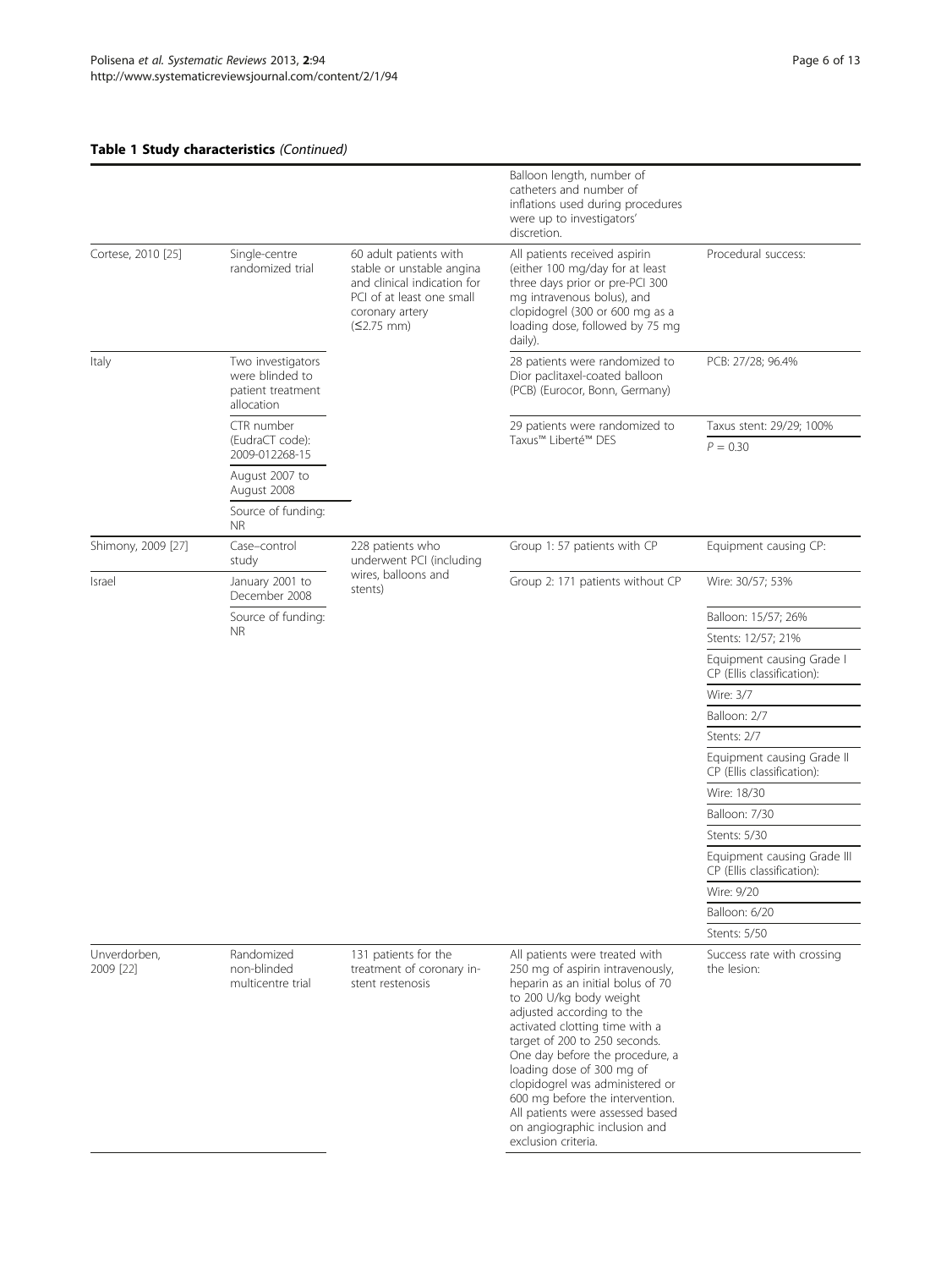**Table 1 Study characteristics** *(Continued)*

| | | | | |
|---|---|---|---|---|
| | | | Balloon length, number of catheters and number of inflations used during procedures were up to investigators' discretion. | |
| Cortese, 2010 [25] | Single-centre randomized trial | 60 adult patients with stable or unstable angina and clinical indication for PCI of at least one small coronary artery (≤2.75 mm) | All patients received aspirin (either 100 mg/day for at least three days prior or pre-PCI 300 mg intravenous bolus), and clopidogrel (300 or 600 mg as a loading dose, followed by 75 mg daily). | Procedural success: |
| Italy | Two investigators were blinded to patient treatment allocation | | 28 patients were randomized to Dior paclitaxel-coated balloon (PCB) (Eurocor, Bonn, Germany) | PCB: 27/28; 96.4% |
| | CTR number (EudraCT code): 2009-012268-15 | | 29 patients were randomized to Taxus™ Liberté™ DES | Taxus stent: 29/29; 100% |
| | | | | $P = 0.30$ |
| | August 2007 to August 2008 | | | |
| | Source of funding: NR | | | |
| Shimony, 2009 [27] | Case–control study | 228 patients who underwent PCI (including wires, balloons and stents) | Group 1: 57 patients with CP | Equipment causing CP: |
| Israel | January 2001 to December 2008 | | Group 2: 171 patients without CP | Wire: 30/57; 53% |
| | Source of funding: NR | | | Balloon: 15/57; 26% |
| | | | | Stents: 12/57; 21% |
| | | | | Equipment causing Grade I CP (Ellis classification): |
| | | | | Wire: 3/7 |
| | | | | Balloon: 2/7 |
| | | | | Stents: 2/7 |
| | | | | Equipment causing Grade II CP (Ellis classification): |
| | | | | Wire: 18/30 |
| | | | | Balloon: 7/30 |
| | | | | Stents: 5/30 |
| | | | | Equipment causing Grade III CP (Ellis classification): |
| | | | | Wire: 9/20 |
| | | | | Balloon: 6/20 |
| | | | | Stents: 5/50 |
| Unverdorben, 2009 [22] | Randomized non-blinded multicentre trial | 131 patients for the treatment of coronary in-stent restenosis | All patients were treated with 250 mg of aspirin intravenously, heparin as an initial bolus of 70 to 200 U/kg body weight adjusted according to the activated clotting time with a target of 200 to 250 seconds. One day before the procedure, a loading dose of 300 mg of clopidogrel was administered or 600 mg before the intervention. All patients were assessed based on angiographic inclusion and exclusion criteria. | Success rate with crossing the lesion: |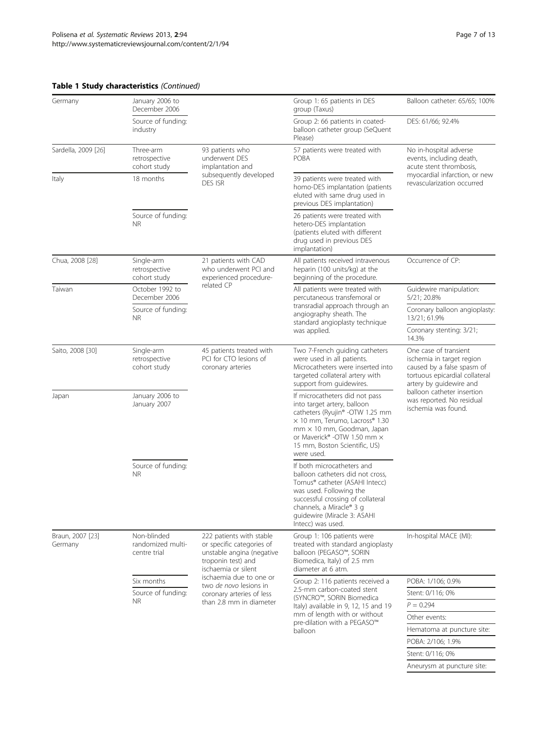**Table 1 Study characteristics** *(Continued)*

| | | | | |
|---|---|---|---|---|
| Germany | January 2006 to December 2006 | | Group 1: 65 patients in DES group (Taxus) | Balloon catheter: 65/65; 100% |
| | Source of funding: industry | | Group 2: 66 patients in coated-balloon catheter group (SeQuent Please) | DES: 61/66; 92.4% |
| Sardella, 2009 [26] | Three-arm retrospective cohort study | 93 patients who underwent DES implantation and subsequently developed DES ISR | 57 patients were treated with POBA | No in-hospital adverse events, including death, acute stent thrombosis, myocardial infarction, or new revascularization occurred |
| Italy | 18 months | | 39 patients were treated with homo-DES implantation (patients eluted with same drug used in previous DES implantation) | |
| | Source of funding: NR | | 26 patients were treated with hetero-DES implantation (patients eluted with different drug used in previous DES implantation) | |
| Chua, 2008 [28] | Single-arm retrospective cohort study | 21 patients with CAD who underwent PCI and experienced procedure-related CP | All patients received intravenous heparin (100 units/kg) at the beginning of the procedure. | Occurrence of CP: |
| Taiwan | October 1992 to December 2006 | | All patients were treated with percutaneous transfemoral or transradial approach through an angiography sheath. The standard angioplasty technique was applied. | Guidewire manipulation: 5/21; 20.8% |
| | Source of funding: NR | | | Coronary balloon angioplasty: 13/21; 61.9% |
| | | | | Coronary stenting: 3/21; 14.3% |
| Saito, 2008 [30] | Single-arm retrospective cohort study | 45 patients treated with PCI for CTO lesions of coronary arteries | Two 7-French guiding catheters were used in all patients. Microcatheters were inserted into targeted collateral artery with support from guidewires. | One case of transient ischemia in target region caused by a false spasm of tortuous epicardial collateral artery by guidewire and balloon catheter insertion was reported. No residual ischemia was found. |
| Japan | January 2006 to January 2007 | | If microcatheters did not pass into target artery, balloon catheters (Ryujin® -OTW 1.25 mm × 10 mm, Terumo, Lacross® 1.30 mm × 10 mm, Goodman, Japan or Maverick® -OTW 1.50 mm × 15 mm, Boston Scientific, US) were used. | |
| | Source of funding: NR | | If both microcatheters and balloon catheters did not cross, Tornus® catheter (ASAHI Intecc) was used. Following the successful crossing of collateral channels, a Miracle® 3 g guidewire (Miracle 3: ASAHI Intecc) was used. | |
| Braun, 2007 [23] Germany | Non-blinded randomized multi-centre trial | 222 patients with stable or specific categories of unstable angina (negative troponin test) and ischaemia or silent ischaemia due to one or two *de novo* lesions in coronary arteries of less than 2.8 mm in diameter | Group 1: 106 patients were treated with standard angioplasty balloon (PEGASO™, SORIN Biomedica, Italy) of 2.5 mm diameter at 6 atm. | In-hospital MACE (MI): |
| | Six months | | Group 2: 116 patients received a 2.5-mm carbon-coated stent (SYNCRO™, SORIN Biomedica Italy) available in 9, 12, 15 and 19 mm of length with or without pre-dilation with a PEGASO™ balloon | POBA: 1/106; 0.9% |
| | Source of funding: NR | | | Stent: 0/116; 0% |
| | | | | $P = 0.294$ |
| | | | | Other events: |
| | | | | Hematoma at puncture site: |
| | | | | POBA: 2/106; 1.9% |
| | | | | Stent: 0/116; 0% |
| | | | | Aneurysm at puncture site: |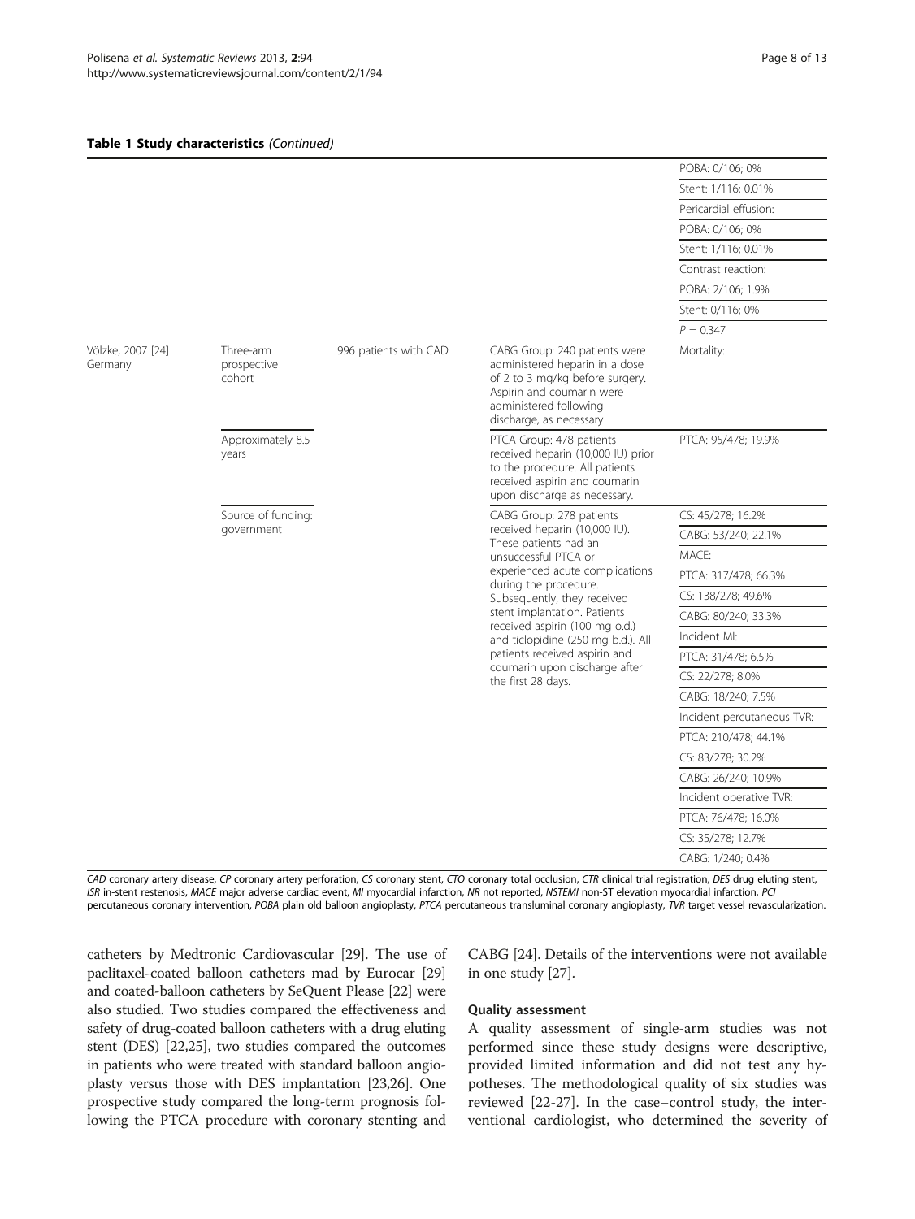**Table 1 Study characteristics** *(Continued)*

| | | | | |
|---|---|---|---|---|
| | | | | POBA: 0/106; 0% |
| | | | | Stent: 1/116; 0.01% |
| | | | | Pericardial effusion: |
| | | | | POBA: 0/106; 0% |
| | | | | Stent: 1/116; 0.01% |
| | | | | Contrast reaction: |
| | | | | POBA: 2/106; 1.9% |
| | | | | Stent: 0/116; 0% |
| | | | | $P = 0.347$ |
| Völzke, 2007 [24] Germany | Three-arm prospective cohort | 996 patients with CAD | CABG Group: 240 patients were administered heparin in a dose of 2 to 3 mg/kg before surgery. Aspirin and coumarin were administered following discharge, as necessary | Mortality: |
| | Approximately 8.5 years | | PTCA Group: 478 patients received heparin (10,000 IU) prior to the procedure. All patients received aspirin and coumarin upon discharge as necessary. | PTCA: 95/478; 19.9% |
| | Source of funding: government | | CABG Group: 278 patients received heparin (10,000 IU). These patients had an unsuccessful PTCA or experienced acute complications during the procedure. Subsequently, they received stent implantation. Patients received aspirin (100 mg o.d.) and ticlopidine (250 mg b.d.). All patients received aspirin and coumarin upon discharge after the first 28 days. | CS: 45/278; 16.2% |
| | | | | CABG: 53/240; 22.1% |
| | | | | MACE: |
| | | | | PTCA: 317/478; 66.3% |
| | | | | CS: 138/278; 49.6% |
| | | | | CABG: 80/240; 33.3% |
| | | | | Incident MI: |
| | | | | PTCA: 31/478; 6.5% |
| | | | | CS: 22/278; 8.0% |
| | | | | CABG: 18/240; 7.5% |
| | | | | Incident percutaneous TVR: |
| | | | | PTCA: 210/478; 44.1% |
| | | | | CS: 83/278; 30.2% |
| | | | | CABG: 26/240; 10.9% |
| | | | | Incident operative TVR: |
| | | | | PTCA: 76/478; 16.0% |
| | | | | CS: 35/278; 12.7% |
| | | | | CABG: 1/240; 0.4% |

*CAD* coronary artery disease, *CP* coronary artery perforation, *CS* coronary stent, *CTO* coronary total occlusion, *CTR* clinical trial registration, *DES* drug eluting stent, *ISR* in-stent restenosis, *MACE* major adverse cardiac event, *MI* myocardial infarction, *NR* not reported, *NSTEMI* non-ST elevation myocardial infarction, *PCI* percutaneous coronary intervention, *POBA* plain old balloon angioplasty, *PTCA* percutaneous transluminal coronary angioplasty, *TVR* target vessel revascularization.

catheters by Medtronic Cardiovascular [29]. The use of paclitaxel-coated balloon catheters mad by Eurocar [29] and coated-balloon catheters by SeQuent Please [22] were also studied. Two studies compared the effectiveness and safety of drug-coated balloon catheters with a drug eluting stent (DES) [22,25], two studies compared the outcomes in patients who were treated with standard balloon angioplasty versus those with DES implantation [23,26]. One prospective study compared the long-term prognosis following the PTCA procedure with coronary stenting and CABG [24]. Details of the interventions were not available in one study [27].

#### Quality assessment

A quality assessment of single-arm studies was not performed since these study designs were descriptive, provided limited information and did not test any hypotheses. The methodological quality of six studies was reviewed [22-27]. In the case–control study, the interventional cardiologist, who determined the severity of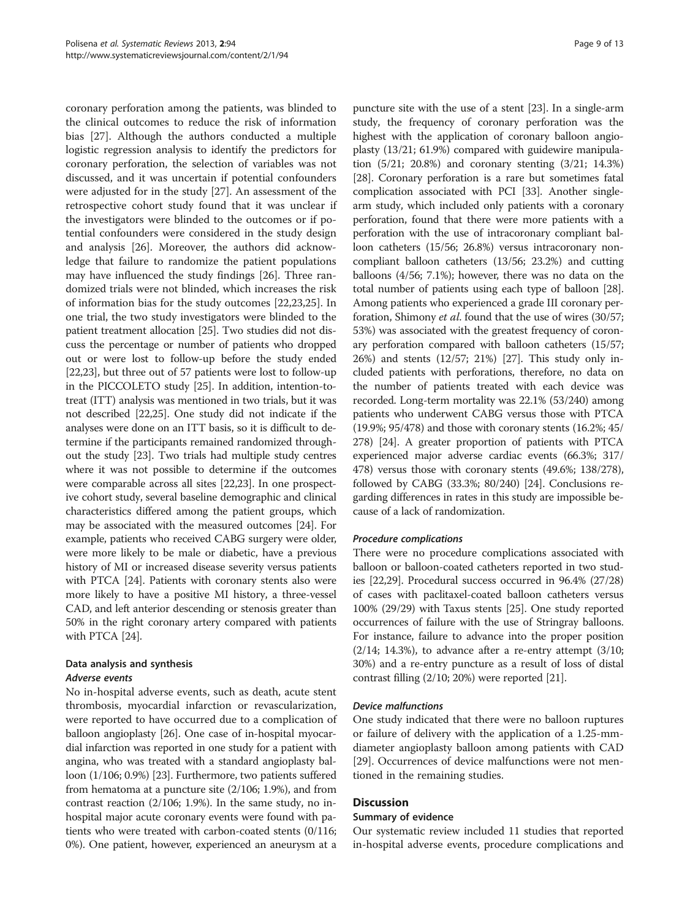coronary perforation among the patients, was blinded to the clinical outcomes to reduce the risk of information bias [27]. Although the authors conducted a multiple logistic regression analysis to identify the predictors for coronary perforation, the selection of variables was not discussed, and it was uncertain if potential confounders were adjusted for in the study [27]. An assessment of the retrospective cohort study found that it was unclear if the investigators were blinded to the outcomes or if potential confounders were considered in the study design and analysis [26]. Moreover, the authors did acknowledge that failure to randomize the patient populations may have influenced the study findings [26]. Three randomized trials were not blinded, which increases the risk of information bias for the study outcomes [22,23,25]. In one trial, the two study investigators were blinded to the patient treatment allocation [25]. Two studies did not discuss the percentage or number of patients who dropped out or were lost to follow-up before the study ended [22,23], but three out of 57 patients were lost to follow-up in the PICCOLETO study [25]. In addition, intention-to-treat (ITT) analysis was mentioned in two trials, but it was not described [22,25]. One study did not indicate if the analyses were done on an ITT basis, so it is difficult to determine if the participants remained randomized throughout the study [23]. Two trials had multiple study centres where it was not possible to determine if the outcomes were comparable across all sites [22,23]. In one prospective cohort study, several baseline demographic and clinical characteristics differed among the patient groups, which may be associated with the measured outcomes [24]. For example, patients who received CABG surgery were older, were more likely to be male or diabetic, have a previous history of MI or increased disease severity versus patients with PTCA [24]. Patients with coronary stents also were more likely to have a positive MI history, a three-vessel CAD, and left anterior descending or stenosis greater than 50% in the right coronary artery compared with patients with PTCA [24].

### Data analysis and synthesis

#### *Adverse events*

No in-hospital adverse events, such as death, acute stent thrombosis, myocardial infarction or revascularization, were reported to have occurred due to a complication of balloon angioplasty [26]. One case of in-hospital myocardial infarction was reported in one study for a patient with angina, who was treated with a standard angioplasty balloon (1/106; 0.9%) [23]. Furthermore, two patients suffered from hematoma at a puncture site (2/106; 1.9%), and from contrast reaction (2/106; 1.9%). In the same study, no in-hospital major acute coronary events were found with patients who were treated with carbon-coated stents (0/116; 0%). One patient, however, experienced an aneurysm at a puncture site with the use of a stent [23]. In a single-arm study, the frequency of coronary perforation was the highest with the application of coronary balloon angioplasty (13/21; 61.9%) compared with guidewire manipulation (5/21; 20.8%) and coronary stenting (3/21; 14.3%) [28]. Coronary perforation is a rare but sometimes fatal complication associated with PCI [33]. Another single-arm study, which included only patients with a coronary perforation, found that there were more patients with a perforation with the use of intracoronary compliant balloon catheters (15/56; 26.8%) versus intracoronary non-compliant balloon catheters (13/56; 23.2%) and cutting balloons (4/56; 7.1%); however, there was no data on the total number of patients using each type of balloon [28]. Among patients who experienced a grade III coronary perforation, Shimony *et al*. found that the use of wires (30/57; 53%) was associated with the greatest frequency of coronary perforation compared with balloon catheters (15/57; 26%) and stents (12/57; 21%) [27]. This study only included patients with perforations, therefore, no data on the number of patients treated with each device was recorded. Long-term mortality was 22.1% (53/240) among patients who underwent CABG versus those with PTCA (19.9%; 95/478) and those with coronary stents (16.2%; 45/278) [24]. A greater proportion of patients with PTCA experienced major adverse cardiac events (66.3%; 317/478) versus those with coronary stents (49.6%; 138/278), followed by CABG (33.3%; 80/240) [24]. Conclusions regarding differences in rates in this study are impossible because of a lack of randomization.

#### *Procedure complications*

There were no procedure complications associated with balloon or balloon-coated catheters reported in two studies [22,29]. Procedural success occurred in 96.4% (27/28) of cases with paclitaxel-coated balloon catheters versus 100% (29/29) with Taxus stents [25]. One study reported occurrences of failure with the use of Stringray balloons. For instance, failure to advance into the proper position (2/14; 14.3%), to advance after a re-entry attempt (3/10; 30%) and a re-entry puncture as a result of loss of distal contrast filling (2/10; 20%) were reported [21].

#### *Device malfunctions*

One study indicated that there were no balloon ruptures or failure of delivery with the application of a 1.25-mm-diameter angioplasty balloon among patients with CAD [29]. Occurrences of device malfunctions were not mentioned in the remaining studies.

## Discussion

### Summary of evidence

Our systematic review included 11 studies that reported in-hospital adverse events, procedure complications and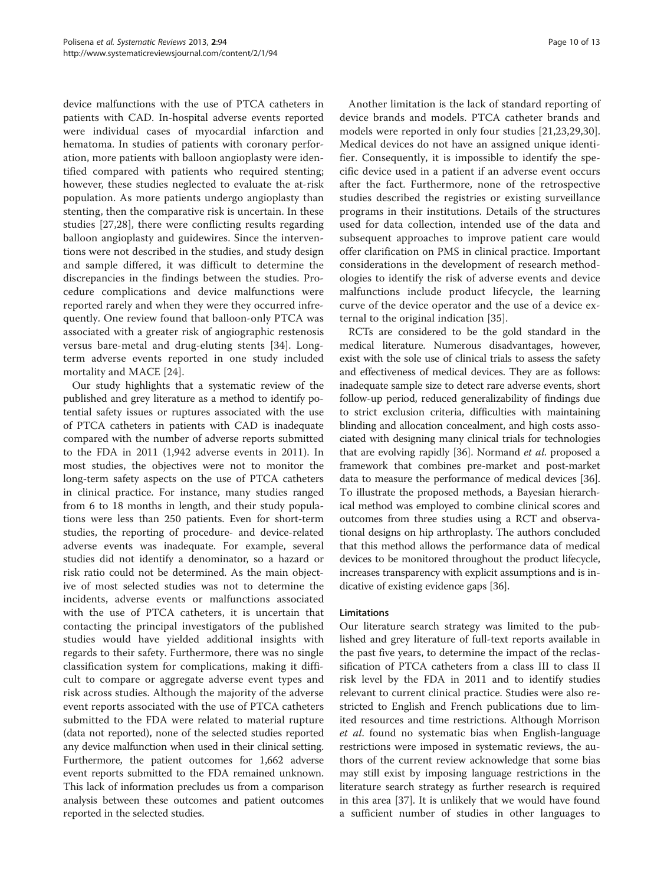device malfunctions with the use of PTCA catheters in patients with CAD. In-hospital adverse events reported were individual cases of myocardial infarction and hematoma. In studies of patients with coronary perforation, more patients with balloon angioplasty were identified compared with patients who required stenting; however, these studies neglected to evaluate the at-risk population. As more patients undergo angioplasty than stenting, then the comparative risk is uncertain. In these studies [27,28], there were conflicting results regarding balloon angioplasty and guidewires. Since the interventions were not described in the studies, and study design and sample differed, it was difficult to determine the discrepancies in the findings between the studies. Procedure complications and device malfunctions were reported rarely and when they were they occurred infrequently. One review found that balloon-only PTCA was associated with a greater risk of angiographic restenosis versus bare-metal and drug-eluting stents [34]. Long-term adverse events reported in one study included mortality and MACE [24].

Our study highlights that a systematic review of the published and grey literature as a method to identify potential safety issues or ruptures associated with the use of PTCA catheters in patients with CAD is inadequate compared with the number of adverse reports submitted to the FDA in 2011 (1,942 adverse events in 2011). In most studies, the objectives were not to monitor the long-term safety aspects on the use of PTCA catheters in clinical practice. For instance, many studies ranged from 6 to 18 months in length, and their study populations were less than 250 patients. Even for short-term studies, the reporting of procedure- and device-related adverse events was inadequate. For example, several studies did not identify a denominator, so a hazard or risk ratio could not be determined. As the main objective of most selected studies was not to determine the incidents, adverse events or malfunctions associated with the use of PTCA catheters, it is uncertain that contacting the principal investigators of the published studies would have yielded additional insights with regards to their safety. Furthermore, there was no single classification system for complications, making it difficult to compare or aggregate adverse event types and risk across studies. Although the majority of the adverse event reports associated with the use of PTCA catheters submitted to the FDA were related to material rupture (data not reported), none of the selected studies reported any device malfunction when used in their clinical setting. Furthermore, the patient outcomes for 1,662 adverse event reports submitted to the FDA remained unknown. This lack of information precludes us from a comparison analysis between these outcomes and patient outcomes reported in the selected studies.

Another limitation is the lack of standard reporting of device brands and models. PTCA catheter brands and models were reported in only four studies [21,23,29,30]. Medical devices do not have an assigned unique identifier. Consequently, it is impossible to identify the specific device used in a patient if an adverse event occurs after the fact. Furthermore, none of the retrospective studies described the registries or existing surveillance programs in their institutions. Details of the structures used for data collection, intended use of the data and subsequent approaches to improve patient care would offer clarification on PMS in clinical practice. Important considerations in the development of research methodologies to identify the risk of adverse events and device malfunctions include product lifecycle, the learning curve of the device operator and the use of a device external to the original indication [35].

RCTs are considered to be the gold standard in the medical literature. Numerous disadvantages, however, exist with the sole use of clinical trials to assess the safety and effectiveness of medical devices. They are as follows: inadequate sample size to detect rare adverse events, short follow-up period, reduced generalizability of findings due to strict exclusion criteria, difficulties with maintaining blinding and allocation concealment, and high costs associated with designing many clinical trials for technologies that are evolving rapidly [36]. Normand *et al*. proposed a framework that combines pre-market and post-market data to measure the performance of medical devices [36]. To illustrate the proposed methods, a Bayesian hierarchical method was employed to combine clinical scores and outcomes from three studies using a RCT and observational designs on hip arthroplasty. The authors concluded that this method allows the performance data of medical devices to be monitored throughout the product lifecycle, increases transparency with explicit assumptions and is indicative of existing evidence gaps [36].

## Limitations

Our literature search strategy was limited to the published and grey literature of full-text reports available in the past five years, to determine the impact of the reclassification of PTCA catheters from a class III to class II risk level by the FDA in 2011 and to identify studies relevant to current clinical practice. Studies were also restricted to English and French publications due to limited resources and time restrictions. Although Morrison *et al*. found no systematic bias when English-language restrictions were imposed in systematic reviews, the authors of the current review acknowledge that some bias may still exist by imposing language restrictions in the literature search strategy as further research is required in this area [37]. It is unlikely that we would have found a sufficient number of studies in other languages to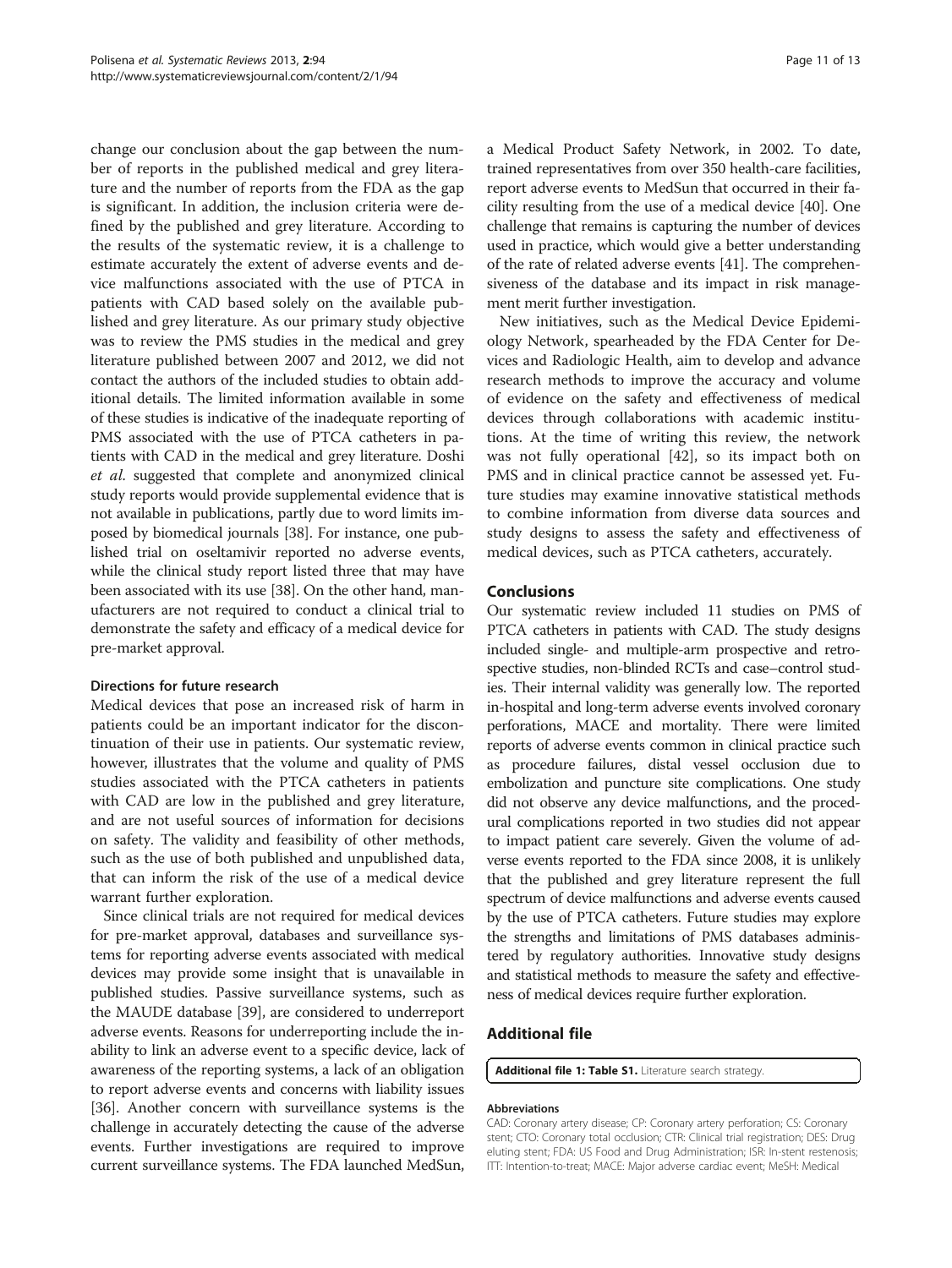change our conclusion about the gap between the number of reports in the published medical and grey literature and the number of reports from the FDA as the gap is significant. In addition, the inclusion criteria were defined by the published and grey literature. According to the results of the systematic review, it is a challenge to estimate accurately the extent of adverse events and device malfunctions associated with the use of PTCA in patients with CAD based solely on the available published and grey literature. As our primary study objective was to review the PMS studies in the medical and grey literature published between 2007 and 2012, we did not contact the authors of the included studies to obtain additional details. The limited information available in some of these studies is indicative of the inadequate reporting of PMS associated with the use of PTCA catheters in patients with CAD in the medical and grey literature. Doshi *et al.* suggested that complete and anonymized clinical study reports would provide supplemental evidence that is not available in publications, partly due to word limits imposed by biomedical journals [38]. For instance, one published trial on oseltamivir reported no adverse events, while the clinical study report listed three that may have been associated with its use [38]. On the other hand, manufacturers are not required to conduct a clinical trial to demonstrate the safety and efficacy of a medical device for pre-market approval.

### Directions for future research

Medical devices that pose an increased risk of harm in patients could be an important indicator for the discontinuation of their use in patients. Our systematic review, however, illustrates that the volume and quality of PMS studies associated with the PTCA catheters in patients with CAD are low in the published and grey literature, and are not useful sources of information for decisions on safety. The validity and feasibility of other methods, such as the use of both published and unpublished data, that can inform the risk of the use of a medical device warrant further exploration.

Since clinical trials are not required for medical devices for pre-market approval, databases and surveillance systems for reporting adverse events associated with medical devices may provide some insight that is unavailable in published studies. Passive surveillance systems, such as the MAUDE database [39], are considered to underreport adverse events. Reasons for underreporting include the inability to link an adverse event to a specific device, lack of awareness of the reporting systems, a lack of an obligation to report adverse events and concerns with liability issues [36]. Another concern with surveillance systems is the challenge in accurately detecting the cause of the adverse events. Further investigations are required to improve current surveillance systems. The FDA launched MedSun, a Medical Product Safety Network, in 2002. To date, trained representatives from over 350 health-care facilities, report adverse events to MedSun that occurred in their facility resulting from the use of a medical device [40]. One challenge that remains is capturing the number of devices used in practice, which would give a better understanding of the rate of related adverse events [41]. The comprehensiveness of the database and its impact in risk management merit further investigation.

New initiatives, such as the Medical Device Epidemiology Network, spearheaded by the FDA Center for Devices and Radiologic Health, aim to develop and advance research methods to improve the accuracy and volume of evidence on the safety and effectiveness of medical devices through collaborations with academic institutions. At the time of writing this review, the network was not fully operational [42], so its impact both on PMS and in clinical practice cannot be assessed yet. Future studies may examine innovative statistical methods to combine information from diverse data sources and study designs to assess the safety and effectiveness of medical devices, such as PTCA catheters, accurately.

## Conclusions

Our systematic review included 11 studies on PMS of PTCA catheters in patients with CAD. The study designs included single- and multiple-arm prospective and retrospective studies, non-blinded RCTs and case–control studies. Their internal validity was generally low. The reported in-hospital and long-term adverse events involved coronary perforations, MACE and mortality. There were limited reports of adverse events common in clinical practice such as procedure failures, distal vessel occlusion due to embolization and puncture site complications. One study did not observe any device malfunctions, and the procedural complications reported in two studies did not appear to impact patient care severely. Given the volume of adverse events reported to the FDA since 2008, it is unlikely that the published and grey literature represent the full spectrum of device malfunctions and adverse events caused by the use of PTCA catheters. Future studies may explore the strengths and limitations of PMS databases administered by regulatory authorities. Innovative study designs and statistical methods to measure the safety and effectiveness of medical devices require further exploration.

## Additional file

**Additional file 1: Table S1.** Literature search strategy.

#### Abbreviations

CAD: Coronary artery disease; CP: Coronary artery perforation; CS: Coronary stent; CTO: Coronary total occlusion; CTR: Clinical trial registration; DES: Drug eluting stent; FDA: US Food and Drug Administration; ISR: In-stent restenosis; ITT: Intention-to-treat; MACE: Major adverse cardiac event; MeSH: Medical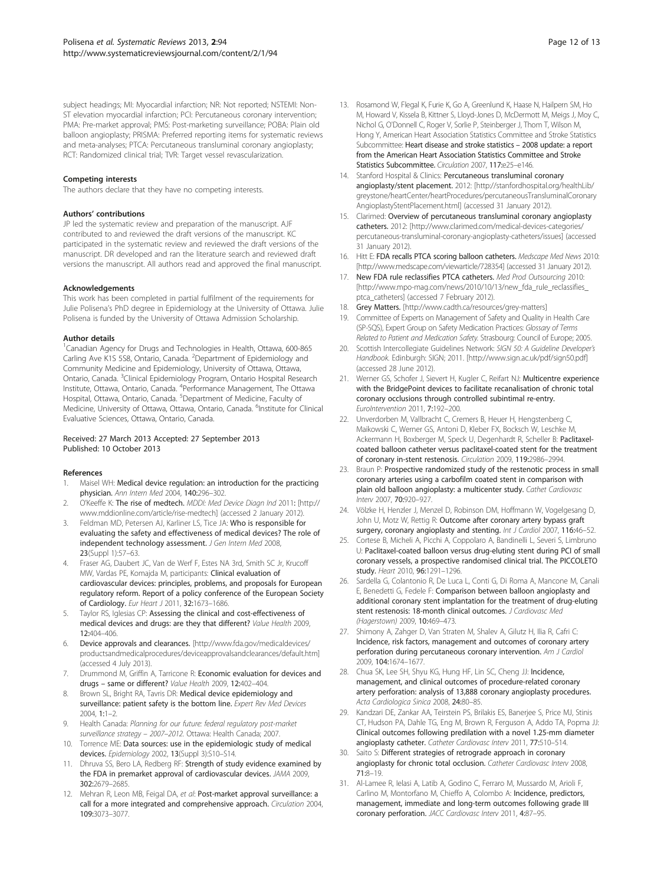subject headings; MI: Myocardial infarction; NR: Not reported; NSTEMI: Non-ST elevation myocardial infarction; PCI: Percutaneous coronary intervention; PMA: Pre-market approval; PMS: Post-marketing surveillance; POBA: Plain old balloon angioplasty; PRISMA: Preferred reporting items for systematic reviews and meta-analyses; PTCA: Percutaneous transluminal coronary angioplasty; RCT: Randomized clinical trial; TVR: Target vessel revascularization.

#### Competing interests

The authors declare that they have no competing interests.

#### Authors' contributions

JP led the systematic review and preparation of the manuscript. AJF contributed to and reviewed the draft versions of the manuscript. KC participated in the systematic review and reviewed the draft versions of the manuscript. DR developed and ran the literature search and reviewed draft versions the manuscript. All authors read and approved the final manuscript.

#### Acknowledgements

This work has been completed in partial fulfilment of the requirements for Julie Polisena's PhD degree in Epidemiology at the University of Ottawa. Julie Polisena is funded by the University of Ottawa Admission Scholarship.

#### Author details

[1]Canadian Agency for Drugs and Technologies in Health, Ottawa, 600-865 Carling Ave K1S 5S8, Ottawa, Ontario, Canada. [2]Department of Epidemiology and Community Medicine and Epidemiology, University of Ottawa, Ottawa, Ontario, Canada. [3]Clinical Epidemiology Program, Ontario Hospital Research Institute, Ottawa, Ontario, Canada. [4]Performance Management, The Ottawa Hospital, Ottawa, Ontario, Canada. [5]Department of Medicine, Faculty of Medicine, University of Ottawa, Ottawa, Ontario, Canada. [6]Institute for Clinical Evaluative Sciences, Ottawa, Ontario, Canada.

Received: 27 March 2013 Accepted: 27 September 2013
Published: 10 October 2013

#### References

1. Maisel WH: **Medical device regulation: an introduction for the practicing physician.** *Ann Intern Med* 2004, **140:**296–302.
2. O'Keeffe K: **The rise of medtech.** *MDDI: Med Device Diagn Ind* 2011: [http://www.mddionline.com/article/rise-medtech] (accessed 2 January 2012).
3. Feldman MD, Petersen AJ, Karliner LS, Tice JA: **Who is responsible for evaluating the safety and effectiveness of medical devices? The role of independent technology assessment.** *J Gen Intern Med* 2008, **23**(Suppl 1):57–63.
4. Fraser AG, Daubert JC, Van de Werf F, Estes NA 3rd, Smith SC Jr, Krucoff MW, Vardas PE, Komajda M, participants: **Clinical evaluation of cardiovascular devices: principles, problems, and proposals for European regulatory reform. Report of a policy conference of the European Society of Cardiology.** *Eur Heart J* 2011, **32:**1673–1686.
5. Taylor RS, Iglesias CP: **Assessing the clinical and cost-effectiveness of medical devices and drugs: are they that different?** *Value Health* 2009, **12:**404–406.
6. **Device approvals and clearances.** [http://www.fda.gov/medicaldevices/productsandmedicalprocedures/deviceapprovalsandclearances/default.htm] (accessed 4 July 2013).
7. Drummond M, Griffin A, Tarricone R: **Economic evaluation for devices and drugs – same or different?** *Value Health* 2009, **12:**402–404.
8. Brown SL, Bright RA, Tavris DR: **Medical device epidemiology and surveillance: patient safety is the bottom line.** *Expert Rev Med Devices* 2004, **1:**1–2.
9. Health Canada: *Planning for our future: federal regulatory post-market surveillance strategy – 2007–2012.* Ottawa: Health Canada; 2007.
10. Torrence ME: **Data sources: use in the epidemiologic study of medical devices.** *Epidemiology* 2002, **13**(Suppl 3):S10–S14.
11. Dhruva SS, Bero LA, Redberg RF: **Strength of study evidence examined by the FDA in premarket approval of cardiovascular devices.** *JAMA* 2009, **302:**2679–2685.
12. Mehran R, Leon MB, Feigal DA, *et al*: **Post-market approval surveillance: a call for a more integrated and comprehensive approach.** *Circulation* 2004, **109:**3073–3077.
13. Rosamond W, Flegal K, Furie K, Go A, Greenlund K, Haase N, Hailpern SM, Ho M, Howard V, Kissela B, Kittner S, Lloyd-Jones D, McDermott M, Meigs J, Moy C, Nichol G, O'Donnell C, Roger V, Sorlie P, Steinberger J, Thom T, Wilson M, Hong Y, American Heart Association Statistics Committee and Stroke Statistics Subcommittee: **Heart disease and stroke statistics – 2008 update: a report from the American Heart Association Statistics Committee and Stroke Statistics Subcommittee.** *Circulation* 2007, **117:**e25–e146.
14. Stanford Hospital & Clinics: **Percutaneous transluminal coronary angioplasty/stent placement.** 2012: [http://stanfordhospital.org/healthLib/greystone/heartCenter/heartProcedures/percutaneousTransluminalCoronaryAngioplastyStentPlacement.html] (accessed 31 January 2012).
15. Clarimed: **Overview of percutaneous transluminal coronary angioplasty catheters.** 2012: [http://www.clarimed.com/medical-devices-categories/percutaneous-transluminal-coronary-angioplasty-catheters/issues] (accessed 31 January 2012).
16. Hitt E: **FDA recalls PTCA scoring balloon catheters.** *Medscape Med News* 2010: [http://www.medscape.com/viewarticle/728354] (accessed 31 January 2012).
17. **New FDA rule reclassifies PTCA catheters.** *Med Prod Outsourcing* 2010: [http://www.mpo-mag.com/news/2010/10/13/new_fda_rule_reclassifies_ptca_catheters] (accessed 7 February 2012).
18. **Grey Matters.** [http://www.cadth.ca/resources/grey-matters]
19. Committee of Experts on Management of Safety and Quality in Health Care (SP-SQS), Expert Group on Safety Medication Practices: *Glossary of Terms Related to Patient and Medication Safety.* Strasbourg: Council of Europe; 2005.
20. Scottish Intercollegiate Guidelines Network: *SIGN 50: A Guideline Developer's Handbook.* Edinburgh: SIGN; 2011. [http://www.sign.ac.uk/pdf/sign50.pdf] (accessed 28 June 2012).
21. Werner GS, Schofer J, Sievert H, Kugler C, Reifart NJ: **Multicentre experience with the BridgePoint devices to facilitate recanalisation of chronic total coronary occlusions through controlled subintimal re-entry.** *EuroIntervention* 2011, **7:**192–200.
22. Unverdorben M, Vallbracht C, Cremers B, Heuer H, Hengstenberg C, Maikowski C, Werner GS, Antoni D, Kleber FX, Bocksch W, Leschke M, Ackermann H, Boxberger M, Speck U, Degenhardt R, Scheller B: **Paclitaxel-coated balloon catheter versus paclitaxel-coated stent for the treatment of coronary in-stent restenosis.** *Circulation* 2009, **119:**2986–2994.
23. Braun P: **Prospective randomized study of the restenotic process in small coronary arteries using a carbofilm coated stent in comparison with plain old balloon angioplasty: a multicenter study.** *Cathet Cardiovasc Interv* 2007, **70:**920–927.
24. Völzke H, Henzler J, Menzel D, Robinson DM, Hoffmann W, Vogelgesang D, John U, Motz W, Rettig R: **Outcome after coronary artery bypass graft surgery, coronary angioplasty and stenting.** *Int J Cardiol* 2007, **116:**46–52.
25. Cortese B, Micheli A, Picchi A, Coppolaro A, Bandinelli L, Severi S, Limbruno U: **Paclitaxel-coated balloon versus drug-eluting stent during PCI of small coronary vessels, a prospective randomised clinical trial. The PICCOLETO study.** *Heart* 2010, **96:**1291–1296.
26. Sardella G, Colantonio R, De Luca L, Conti G, Di Roma A, Mancone M, Canali E, Benedetti G, Fedele F: **Comparison between balloon angioplasty and additional coronary stent implantation for the treatment of drug-eluting stent restenosis: 18-month clinical outcomes.** *J Cardiovasc Med (Hagerstown)* 2009, **10:**469–473.
27. Shimony A, Zahger D, Van Straten M, Shalev A, Gilutz H, Ilia R, Cafri C: **Incidence, risk factors, management and outcomes of coronary artery perforation during percutaneous coronary intervention.** *Am J Cardiol* 2009, **104:**1674–1677.
28. Chua SK, Lee SH, Shyu KG, Hung HF, Lin SC, Cheng JJ: **Incidence, management, and clinical outcomes of procedure-related coronary artery perforation: analysis of 13,888 coronary angioplasty procedures.** *Acta Cardiologica Sinica* 2008, **24:**80–85.
29. Kandzari DE, Zankar AA, Teirstein PS, Brilakis ES, Banerjee S, Price MJ, Stinis CT, Hudson PA, Dahle TG, Eng M, Brown R, Ferguson A, Addo TA, Popma JJ: **Clinical outcomes following predilation with a novel 1.25-mm diameter angioplasty catheter.** *Catheter Cardiovasc Interv* 2011, **77:**510–514.
30. Saito S: **Different strategies of retrograde approach in coronary angioplasty for chronic total occlusion.** *Catheter Cardiovasc Interv* 2008, **71:**8–19.
31. Al-Lamee R, Ielasi A, Latib A, Godino C, Ferraro M, Mussardo M, Arioli F, Carlino M, Montorfano M, Chieffo A, Colombo A: **Incidence, predictors, management, immediate and long-term outcomes following grade III coronary perforation.** *JACC Cardiovasc Interv* 2011, **4:**87–95.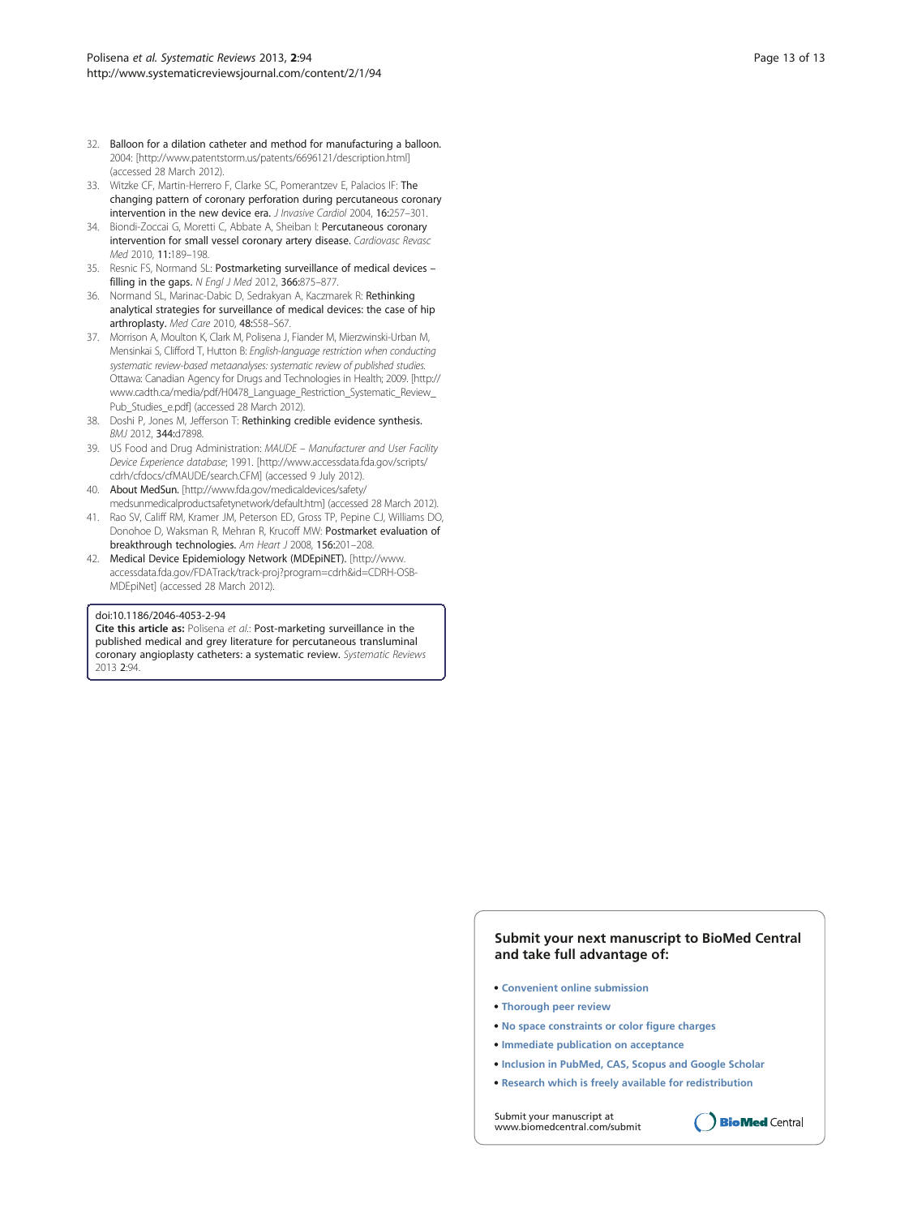32. **Balloon for a dilation catheter and method for manufacturing a balloon.** 2004: [http://www.patentstorm.us/patents/6696121/description.html] (accessed 28 March 2012).
33. Witzke CF, Martin-Herrero F, Clarke SC, Pomerantzev E, Palacios IF: **The changing pattern of coronary perforation during percutaneous coronary intervention in the new device era.** *J Invasive Cardiol* 2004, **16:**257–301.
34. Biondi-Zoccai G, Moretti C, Abbate A, Sheiban I: **Percutaneous coronary intervention for small vessel coronary artery disease.** *Cardiovasc Revasc Med* 2010, **11:**189–198.
35. Resnic FS, Normand SL: **Postmarketing surveillance of medical devices – filling in the gaps.** *N Engl J Med* 2012, **366:**875–877.
36. Normand SL, Marinac-Dabic D, Sedrakyan A, Kaczmarek R: **Rethinking analytical strategies for surveillance of medical devices: the case of hip arthroplasty.** *Med Care* 2010, **48:**S58–S67.
37. Morrison A, Moulton K, Clark M, Polisena J, Fiander M, Mierzwinski-Urban M, Mensinkai S, Clifford T, Hutton B: *English-language restriction when conducting systematic review-based metaanalyses: systematic review of published studies.* Ottawa: Canadian Agency for Drugs and Technologies in Health; 2009. [http://www.cadth.ca/media/pdf/H0478_Language_Restriction_Systematic_Review_Pub_Studies_e.pdf] (accessed 28 March 2012).
38. Doshi P, Jones M, Jefferson T: **Rethinking credible evidence synthesis.** *BMJ* 2012, **344:**d7898.
39. US Food and Drug Administration: *MAUDE – Manufacturer and User Facility Device Experience database*; 1991. [http://www.accessdata.fda.gov/scripts/cdrh/cfdocs/cfMAUDE/search.CFM] (accessed 9 July 2012).
40. **About MedSun.** [http://www.fda.gov/medicaldevices/safety/medsunmedicalproductsafetynetwork/default.htm] (accessed 28 March 2012).
41. Rao SV, Califf RM, Kramer JM, Peterson ED, Gross TP, Pepine CJ, Williams DO, Donohoe D, Waksman R, Mehran R, Krucoff MW: **Postmarket evaluation of breakthrough technologies.** *Am Heart J* 2008, **156:**201–208.
42. **Medical Device Epidemiology Network (MDEpiNET).** [http://www.accessdata.fda.gov/FDATrack/track-proj?program=cdrh&id=CDRH-OSB-MDEpiNet] (accessed 28 March 2012).

doi:10.1186/2046-4053-2-94
**Cite this article as:** Polisena *et al.*: **Post-marketing surveillance in the published medical and grey literature for percutaneous transluminal coronary angioplasty catheters: a systematic review.** *Systematic Reviews* 2013 **2**:94.

**Submit your next manuscript to BioMed Central and take full advantage of:**

- **Convenient online submission**
- **Thorough peer review**
- **No space constraints or color figure charges**
- **Immediate publication on acceptance**
- **Inclusion in PubMed, CAS, Scopus and Google Scholar**
- **Research which is freely available for redistribution**

Submit your manuscript at
www.biomedcentral.com/submit

BioMed Central